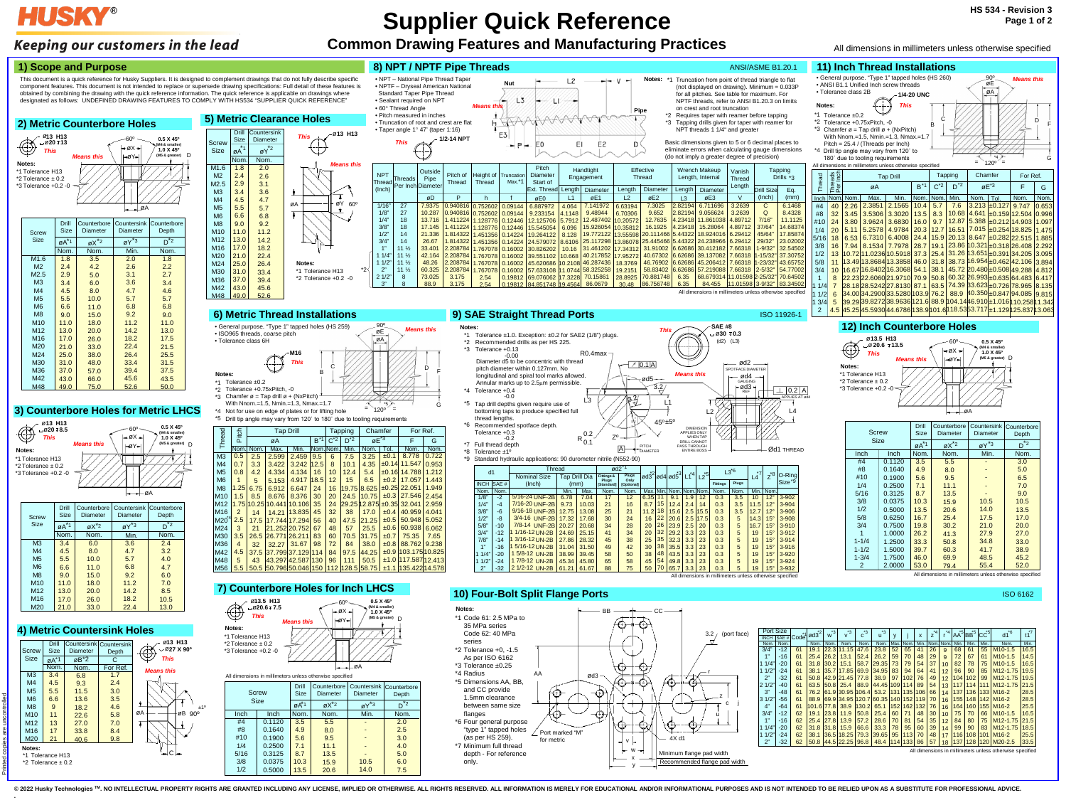# HUSKY®

*Keeping our customers in the lead*

# Supplier Quick Reference

## Common Drawing Features and Manufacturing Practices

HS 534 - Revision 3

All dimensions in millimeters unless otherwise specified

## 1) Scope and Purpose

This document is a quick reference for Husky Suppliers. It is designed to complement drawings that do not fully describe specific component features. This document is not intended to replace or supersede drawing specifications: Full detail of these features is obtained by combining the drawing with the quick reference information. The quick reference is applicable on drawings where designated as follows: UNDEFINED DRAWING FEATURES TO COMPLY WITH HS534 "SUPPLIER QUICK REFERENCE"

## 2) Metric Counterbore Holes

This: Ø13 H13, ⌴Ø20 ↧13. Means this: 60°, 0.5 X 45° (M4 & smaller), 1.0 X 45° (M5 & greater).

**Notes:**
- *1 Tolerance H13
- *2 Tolerance ± 0.2
- *3 Tolerance +0.2 -0

| Screw Size | Drill Size øA*1 | Counterbore Diameter øX*2 | Countersink Diameter øY*3 | Counterbore Depth D*2 |
|---|---|---|---|---|
| | Nom. | Nom. | Min. | Nom. |
| M1.6 | 1.8 | 3.5 | 2.0 | 1.8 |
| M2 | 2.4 | 4.2 | 2.6 | 2.2 |
| M2.5 | 2.9 | 5.0 | 3.1 | 2.7 |
| M3 | 3.4 | 6.0 | 3.6 | 3.4 |
| M4 | 4.5 | 8.0 | 4.7 | 4.6 |
| M5 | 5.5 | 10.0 | 5.7 | 5.7 |
| M6 | 6.6 | 11.0 | 6.8 | 6.8 |
| M8 | 9.0 | 15.0 | 9.2 | 9.0 |
| M10 | 11.0 | 18.0 | 11.2 | 11.0 |
| M12 | 13.0 | 20.0 | 14.2 | 13.0 |
| M16 | 17.0 | 26.0 | 18.2 | 17.5 |
| M20 | 21.0 | 33.0 | 22.4 | 21.5 |
| M24 | 25.0 | 38.0 | 26.4 | 25.5 |
| M30 | 31.0 | 48.0 | 33.4 | 31.5 |
| M36 | 37.0 | 57.0 | 39.4 | 37.5 |
| M42 | 43.0 | 66.0 | 45.6 | 43.5 |
| M48 | 49.0 | 75.0 | 52.6 | 50.0 |

## 3) Counterbore Holes for Metric LHCS

This: Ø13 H13, ⌴Ø20 ↧8.5. Means this: 60°, 0.5 X 45° (M4 & smaller), 1.0 X 45° (M5 & greater).

**Notes:**
- *1 Tolerance H13
- *2 Tolerance ± 0.2
- *3 Tolerance +0.2 -0

| Screw Size | Drill Size øA*1 | Counterbore Diameter øX*2 | Countersink Diameter øY*3 | Counterbore Depth D*2 |
|---|---|---|---|---|
| | Nom. | Nom. | Min. | Nom. |
| M3 | 3.4 | 6.0 | 3.6 | 2.4 |
| M4 | 4.5 | 8.0 | 4.7 | 3.2 |
| M5 | 5.5 | 10.0 | 5.7 | 4.0 |
| M6 | 6.6 | 11.0 | 6.8 | 4.7 |
| M8 | 9.0 | 15.0 | 9.2 | 6.0 |
| M10 | 11.0 | 18.0 | 11.2 | 7.0 |
| M12 | 13.0 | 20.0 | 14.2 | 8.5 |
| M16 | 17.0 | 26.0 | 18.2 | 10.5 |
| M20 | 21.0 | 33.0 | 22.4 | 13.0 |

## 4) Metric Countersink Holes

This: Ø13 H13, ⌵Ø27 X 90°. Means this: øB 90° ±1°.

| Screw Size | Drill Size øA*1 | Countersink Diameter øB*2 | Countersink Depth C |
|---|---|---|---|
| | Nom. | Nom. | For Ref. |
| M3 | 3.4 | 6.8 | 1.7 |
| M4 | 4.5 | 9.3 | 2.4 |
| M5 | 5.5 | 11.5 | 3.0 |
| M6 | 6.6 | 13.6 | 3.5 |
| M8 | 9 | 18.2 | 4.6 |
| M10 | 11 | 22.6 | 5.8 |
| M12 | 13 | 27.0 | 7.0 |
| M16 | 17 | 33.8 | 8.4 |
| M20 | 21 | 40.6 | 9.8 |

**Notes:**
- *1 Tolerance H13
- *2 Tolerance ± 0.2

## 5) Metric Clearance Holes

This: Ø13 H13. Means this: 60°.

| Screw Size | Drill Size øA*1 | Countersink øY*2 |
|---|---|---|
| | Nom. | Nom. |
| M1.6 | 1.8 | 2.0 |
| M2 | 2.4 | 2.6 |
| M2.5 | 2.9 | 3.1 |
| M3 | 3.4 | 3.6 |
| M4 | 4.5 | 4.7 |
| M5 | 5.5 | 5.7 |
| M6 | 6.6 | 6.8 |
| M8 | 9.0 | 9.2 |
| M10 | 11.0 | 11.2 |
| M12 | 13.0 | 14.2 |
| M16 | 17.0 | 18.2 |
| M20 | 22.0 | 22.4 |
| M24 | 25.0 | 26.4 |
| M30 | 31.0 | 33.4 |
| M36 | 37.0 | 39.4 |
| M42 | 43.0 | 45.6 |
| M48 | 49.0 | 52.6 |

**Notes:**
- *1 Tolerance H13
- *2 Tolerance +0.2 -0

## 6) Metric Thread Installations

- General purpose. "Type 1" tapped holes (HS 259)
- ISO965 threads, coarse pitch
- Tolerance class 6H

**Notes:**
- *1 Tolerance ±0.2
- *2 Tolerance +0.75xPitch, -0
- *3 Chamfer ø = Tap drill ø + (NxPitch) With Nnom.=1.5, Nmin.=1.3, Nmax.=1.7
- *4 Not for use on edge of plates or for lifting hole
- *5 Drill tip angle may vary from 120˚ to 180˚ due to tooling requirements

| Thread | Pitch | Tap Drill øA | | | Tap Drill B*1 | Tapping C*2 | Tapping D*2 | Chamfer øE*3 | | For Ref. F | For Ref. G |
|---|---|---|---|---|---|---|---|---|---|---|---|
| | Nom. | Nom. | Max. | Min. | Nom. | Nom. | Min. | Nom. | Tol. | Nom. | Nom. |
| M3 | 0.5 | 2.5 | 2.599 | 2.459 | 9.5 | 6 | 7.5 | 3.25 | ±0.1 | 8.778 | 0.722 |
| M4 | 0.7 | 3.3 | 3.422 | 3.242 | 12.5 | 8 | 10.1 | 4.35 | ±0.14 | 11.547 | 0.953 |
| M5 | 0.8 | 4.2 | 4.334 | 4.134 | 16 | 10 | 12.4 | 5.4 | ±0.16 | 14.788 | 1.212 |
| M6 | 1 | 5 | 5.153 | 4.917 | 18.5 | 12 | 15 | 6.5 | ±0.2 | 17.057 | 1.443 |
| M8 | 1.25 | 6.75 | 6.912 | 6.647 | 24 | 16 | 19.75 | 8.625 | ±0.25 | 22.051 | 1.949 |
| M10 | 1.5 | 8.5 | 8.676 | 8.376 | 30 | 20 | 24.5 | 10.75 | ±0.3 | 27.546 | 2.454 |
| M12 | 1.75 | 10.25 | 10.441 | 10.106 | 35 | 24 | 29.25 | 12.875 | ±0.35 | 32.041 | 2.959 |
| M16 | 2 | 14 | 14.21 | 13.835 | 45 | 32 | 38 | 17.0 | ±0.4 | 40.959 | 4.041 |
| M20*4 | 2.5 | 17.5 | 17.744 | 17.294 | 56 | 40 | 47.5 | 21.25 | ±0.5 | 50.948 | 5.052 |
| M24 | 3 | 21 | 21.252 | 20.752 | 67 | 48 | 57 | 25.5 | ±0.6 | 60.938 | 6.062 |
| M30 | 3.5 | 26.5 | 26.771 | 26.211 | 83 | 60 | 70.5 | 31.75 | ±0.7 | 75.35 | 7.65 |
| M36 | 4 | 32 | 32.27 | 31.67 | 98 | 72 | 84 | 38.0 | ±0.8 | 88.762 | 9.238 |
| M42 | 4.5 | 37.5 | 37.799 | 37.129 | 114 | 84 | 97.5 | 44.25 | ±0.9 | 103.175 | 10.825 |
| M48 | 5 | 43 | 43.297 | 42.587 | 130 | 96 | 111 | 50.5 | ±1.0 | 117.587 | 12.413 |
| M56 | 5.5 | 50.5 | 50.796 | 50.046 | 150 | 112 | 128.5 | 58.75 | ±1.1 | 135.422 | 14.578 |

## 7) Counterbore Holes for Inch LHCS

This: Ø13.5 H13, ⌴Ø20.6 ↧7.5. Means this: 60°, 0.5 X 45° (M4 & smaller), 1.0 X 45° (M5 & greater).

**Notes:**
- *1 Tolerance H13
- *2 Tolerance ± 0.2
- *3 Tolerance +0.2 -0

All dimensions in millimeters unless otherwise specified

| Screw Size | | Drill Size øA*1 | Counterbore Diameter øX*2 | Countersink Diameter øY*3 | Counterbore Depth D*2 |
|---|---|---|---|---|---|
| Inch | Inch | Nom. | Nom. | Min. | Nom. |
| #4 | 0.1120 | 3.5 | 5.5 | - | 2.0 |
| #8 | 0.1640 | 4.9 | 8.0 | - | 2.5 |
| #10 | 0.1900 | 5.6 | 9.5 | - | 3.0 |
| 1/4 | 0.2500 | 7.1 | 11.1 | - | 4.0 |
| 5/16 | 0.3125 | 8.7 | 13.5 | - | 5.0 |
| 3/8 | 0.0375 | 10.3 | 15.9 | 10.5 | 6.0 |
| 1/2 | 0.5000 | 13.5 | 20.6 | 14.0 | 7.5 |

## 8) NPT / NPTF Pipe Threads

ANSI/ASME B1.20.1

- NPT – National Pipe Thread Taper
- NPTF – Dryseal American National Standard Taper Pipe Thread
- Sealant required on NPT
- 60° Thread Angle
- Pitch measured in inches
- Truncation of root and crest are flat
- Taper angle 1° 47' (taper 1:16)

This: 1/2-14 NPT

**Notes:**
- *1 Truncation from point of thread triangle to flat (not displayed on drawing). Minimum = 0.033P for all pitches. See table for maximum. For NPTF threads, refer to ANSI B1.20.3 on limits on crest and root truncation
- *2 Requires taper with reamer before tapping
- *3 Tapping drills given for taper with reamer for NPT threads 1 1/4" and greater

Basic dimensions given to 5 or 6 decimal places to eliminate errors when calculating gauge dimensions (do not imply a greater degree of precision)

| NPT Thread (inch) | Threads Per Inch | Outside Pipe Diameter øD | Pitch of Thread P | Height of Thread h | Truncation Max.*1 f | Pitch Diameter Start of Ext. Thread øE0 | Handtight Engagement Length L1 | Handtight Engagement Diameter øE1 | Effective Thread Length L2 | Effective Thread Diameter øE2 | Wrench Makeup Length, Internal Length L3 | Wrench Makeup Diameter øE3 | Vanish Thread Length V | Tapping Drills *3 Drill Size (Inch) | Tapping Drills *3 Eq. (mm) |
|---|---|---|---|---|---|---|---|---|---|---|---|---|---|---|---|
| 1/16" | 27 | 7.9375 | 0.940816 | 0.752602 | 0.09144 | 6.887972 | 4.064 | 7.141972 | 6.63194 | 7.3025 | 2.82194 | 6.711696 | 3.2639 | C | 6.1468 |
| 1/8" | 27 | 10.287 | 0.940816 | 0.752602 | 0.09144 | 9.233154 | 4.1148 | 9.48944 | 6.70306 | 9.652 | 2.82194 | 9.056624 | 3.2639 | Q | 8.4328 |
| 1/4" | 18 | 13.716 | 1.411224 | 1.128776 | 0.12446 | 12.125706 | 5.7912 | 12.487402 | 10.20572 | 12.7635 | 4.23418 | 11.861038 | 4.89712 | 7/16" | 11.1125 |
| 3/8" | 18 | 17.145 | 1.411224 | 1.128776 | 0.12446 | 15.545054 | 6.096 | 15.926054 | 10.35812 | 16.1925 | 4.23418 | 15.28064 | 4.89712 | 37/64" | 14.68374 |
| 1/2" | 14 | 21.336 | 1.814322 | 1.451356 | 0.14224 | 19.264122 | 8.128 | 19.772122 | 13.55598 | 20.111466 | 5.44322 | 18.924016 | 6.29412 | 45/64" | 17.85874 |
| 3/4" | 14 | 26.67 | 1.814322 | 1.451356 | 0.14224 | 24.579072 | 8.6106 | 25.117298 | 13.86078 | 25.445466 | 5.44322 | 24.238966 | 6.29412 | 29/32" | 23.02002 |
| 1" | 11 ½ | 33.401 | 2.208784 | 1.767078 | 0.16002 | 30.826202 | 10.16 | 31.461202 | 17.34312 | 31.91002 | 6.62686 | 30.412182 | 7.66318 | 1-9/32" | 32.54502 |
| 1 1/4" | 11 ½ | 42.164 | 2.208784 | 1.767078 | 0.16002 | 39.551102 | 10.668 | 40.217852 | 17.95272 | 40.67302 | 6.62686 | 39.137082 | 7.66318 | 1-15/32" | 37.30752 |
| 1 1/2" | 11 ½ | 48.26 | 2.208784 | 1.767078 | 0.16002 | 45.620686 | 10.21080 | 46.287436 | 18.3769 | 46.76902 | 6.62686 | 45.206412 | 7.66318 | 1-23/32" | 43.65752 |
| 2" | 11 ½ | 60.325 | 2.208784 | 1.767078 | 0.16002 | 57.633108 | 11.0744 | 58.325258 | 19.2151 | 58.83402 | 6.62686 | 57.219088 | 7.66318 | 2-5/32" | 54.77002 |
| 2 1/2" | 8 | 73.025 | 3.175 | 2.54 | 0.19812 | 69.076062 | 17.3228 | 70.15861 | 28.8925 | 70.881748 | 6.35 | 68.679314 | 11.01598 | 2-25/32" | 70.64502 |
| 3" | 8 | 88.9 | 3.175 | 2.54 | 0.19812 | 84.851748 | 19.4564 | 86.0679 | 30.48 | 86.756748 | 6.35 | 84.455 | 11.01598 | 3-9/32" | 83.34502 |

All dimensions in millimeters unless otherwise specified

## 9) SAE Straight Thread Ports

ISO 11926-1

This: SAE #8, ⌴Ø30 ↧0.3, (d2) (L3)

**Notes:**
- *1 Tolerance ±1.0. Exception: ±0.2 for SAE2 (1/8") plugs.
- *2 Recommended drills as per HS 225.
- *3 Tolerance +0.13 -0.00. Diameter d5 to be concentric with thread pitch diameter within 0.127mm. No longitudinal and spiral tool marks allowed. Annular marks up to 2.5μm permissible.
- *4 Tolerance +0.4 -0.0
- *5 Tap drill depths given require use of bottoming taps to produce specified full thread lengths.
- *6 Recommended spotface depth. Tolerance +0.3 -0.2
- *7 Full thread depth
- *8 Tolerance ±1°
- *9 Standard hydraulic applications: 90 durometer nitrile (N552-90)

| d1 INCH | SAE # | Thread Nominal Size (Inch) | Tap Drill Dia (mm) Min. | Tap Drill Dia (mm) Max. | ød2*1 Fittings & Plugs (Standard) | ød2*1 Plugs Only (Optional) | ød3*2 | ød4 | ød5*3 | L1*4 | L2*5 | L3*6 Fittings | L3*6 Plugs | L4*7 | Z*8 | O-Ring Size*9 |
|---|---|---|---|---|---|---|---|---|---|---|---|---|---|---|---|---|
| Nom. | Nom. | | Min. | Max. | Nom. | Nom. | Max. | Min. | Nom. | Nom. | Nom. | Nom. | Nom. | Min. | Nom. | |
| 1/8" | -2 | 5/16-24 UNF-2B | 6.78 | 7.04 | 17 | 12 | 6.35 | 11 | 9.1 | 1.9 | 12 | 0.3 | 3.5 | 10 | 12° | 3-902 |
| 1/4" | -4 | 7/16-20 UNF-2B | 9.73 | 10.03 | 21 | 16 | 8.7 | 15 | 12.4 | 2.4 | 14 | 0.3 | 3.5 | 11.5 | 12° | 3-904 |
| 3/8" | -6 | 9/16-18 UNF-2B | 12.75 | 13.08 | 25 | 21 | 11.2 | 18 | 15.6 | 2.5 | 15.5 | 0.3 | 3.5 | 12.7 | 12° | 3-906 |
| 1/2" | -8 | 3/4-16 UNF-2B | 17.32 | 17.68 | 30 | 24 | 16 | 22 | 20.6 | 2.5 | 17.5 | 0.3 | 5 | 14.3 | 15° | 3-908 |
| 5/8" | -10 | 7/8-14 UNF-2B | 20.27 | 20.68 | 34 | 28 | 20 | 26 | 23.9 | 2.5 | 20 | 0.3 | 5 | 16.7 | 15° | 3-910 |
| 3/4" | -12 | 1 1/16-12 UN-2B | 24.69 | 25.15 | 41 | 34 | 20 | 32 | 29.2 | 3.3 | 23 | 0.3 | 5 | 19 | 15° | 3-912 |
| 7/8" | -14 | 1 3/16-12 UN-2B | 27.86 | 28.32 | 45 | 38 | 25 | 35 | 32.3 | 3.3 | 23 | 0.3 | 5 | 19 | 15° | 3-914 |
| 1" | -16 | 1 5/16-12 UN-2B | 31.04 | 31.50 | 49 | 42 | 30 | 38 | 35.5 | 3.3 | 23 | 0.3 | 5 | 19 | 15° | 3-916 |
| 1 1/4" | -20 | 1 5/8-12 UN-2B | 38.99 | 39.45 | 58 | 50 | 38 | 48 | 43.5 | 3.3 | 23 | 0.3 | 5 | 19 | 15° | 3-920 |
| 1 1/2" | -24 | 1 7/8-12 UN-2B | 45.34 | 45.80 | 65 | 58 | 45 | 54 | 49.8 | 3.3 | 23 | 0.3 | 5 | 19 | 15° | 3-924 |
| 2" | -32 | 2 1/2-12 UN-2B | 61.21 | 61.67 | 88 | 75 | 50 | 70 | 65.7 | 3.3 | 23 | 0.3 | 5 | 19 | 15° | 3-932 |

All dimensions in millimeters unless otherwise specified

## 10) Four-Bolt Split Flange Ports

ISO 6162

**Notes:**
- *1 Code 61: 25 MPa to 35 MPa series; Code 62: 40 MPa series
- *2 Tolerance +0, -1.5 As per ISO 6162
- *3 Tolerance ±0.25
- *4 Radius
- *5 Dimensions AA, BB, and CC provide 1.5mm clearance between same size flanges
- *6 Four general purpose "type 1" tapped holes (as per HS 259).
- *7 Minimum full thread depth - For reference only.

Port marked "M" for metric. Minimum flange pad width. Recommended flange pad width.

| Port Size INCH | SAE # | Code*1 | ød3*2 | w*3 | v*3 | c*3 | u*3 | y | j | x | z*4 | r*4 | AA*5 | BB*5 | CC*5 | d1*6 | l1*7 |
|---|---|---|---|---|---|---|---|---|---|---|---|---|---|---|---|---|---|
| Nom. | Nom. | | Nom. | Nom. | Nom. | Nom. | Nom. | Max. | Min. | Min. | Nom. | Max. | Min. | Min. | Min. | | Min. |
| 3/4" | -12 | 61 | 19.1 | 22.3 | 11.15 | 47.6 | 23.8 | 52 | 65 | 41 | 26 | 9 | 68 | 61 | 55 | M10-1.5 | 16.5 |
| 1" | -16 | 61 | 25.4 | 26.2 | 13.1 | 52.4 | 26.2 | 59 | 70 | 48 | 29 | 9 | 72 | 67 | 61 | M10-1.5 | 14.5 |
| 1 1/4" | -20 | 61 | 31.8 | 30.2 | 15.1 | 58.7 | 29.35 | 73 | 79 | 54 | 37 | 10 | 82 | 78 | 75 | M10-1.5 | 16.5 |
| 1 1/2" | -24 | 61 | 38.1 | 35.7 | 17.85 | 69.9 | 34.95 | 83 | 94 | 64 | 41 | 12 | 96 | 90 | 85 | M12-1.75 | 19.5 |
| 2" | -32 | 61 | 50.8 | 42.9 | 21.45 | 77.8 | 38.9 | 97 | 102 | 76 | 49 | 12 | 104 | 102 | 99 | M12-1.75 | 19.5 |
| 2 1/2" | -40 | 61 | 63.5 | 50.8 | 25.4 | 88.9 | 44.45 | 109 | 114 | 89 | 54 | 13 | 117 | 114 | 111 | M12-1.75 | 21.5 |
| 3" | -48 | 61 | 76.2 | 61.9 | 30.95 | 106.4 | 53.2 | 131 | 135 | 106 | 66 | 14 | 137 | 136 | 133 | M16-2 | 28.5 |
| 3 1/2" | -56 | 61 | 88.9 | 69.9 | 34.95 | 120.7 | 60.35 | 140 | 152 | 119 | 70 | 16 | 155 | 148 | 142 | M16-2 | 28.5 |
| 4" | -64 | 61 | 101.6 | 77.8 | 38.9 | 130.2 | 65.1 | 152 | 162 | 132 | 76 | 16 | 164 | 160 | 155 | M16-2 | 25.5 |
| 3/4" | -12 | 62 | 19.1 | 23.8 | 11.9 | 50.8 | 25.4 | 60 | 71 | 48 | 30 | 13 | 75 | 70 | 66 | M10-1.5 | 16.5 |
| 1" | -16 | 62 | 25.4 | 27.8 | 13.9 | 57.2 | 28.6 | 70 | 81 | 54 | 35 | 12 | 84 | 80 | 75 | M12-1.75 | 21.5 |
| 1 1/4" | -20 | 62 | 31.8 | 31.8 | 15.9 | 66.6 | 33.3 | 78 | 95 | 60 | 39 | 14 | 99 | 90 | 83 | M12-1.75 | 18.5 |
| 1 1/2" | -24 | 62 | 38.1 | 36.5 | 18.25 | 79.3 | 39.65 | 95 | 113 | 70 | 48 | 17 | 116 | 108 | 101 | M16-2 | 25.5 |
| 2" | -32 | 62 | 50.8 | 44.5 | 22.25 | 96.8 | 48.4 | 114 | 133 | 86 | 57 | 18 | 137 | 128 | 120 | M20-2.5 | 33.5 |

All dimensions in millimeters unless otherwise specified

## 11) Inch Thread Installations

- General purpose. "Type 1" tapped holes (HS 260)
- ANSI B1.1 Unified Inch screw threads
- Tolerance class 2B

This: 1/4-20 UNC

**Notes:**
- *1 Tolerance ±0.2
- *2 Tolerance +0.75xPitch, -0
- *3 Chamfer ø = Tap drill ø + (NxPitch) With Nnom.=1.5, Nmin.=1.3, Nmax.=1.7. Pitch = 25.4 / (Threads per Inch)
- *4 Drill tip angle may vary from 120˚ to 180˚ due to tooling requirements

All dimensions in millimeters unless otherwise specified

| Thread | Threads Per Inch | Tap Drill øA | | | Tap Drill B*1 | Tapping C*2 | Tapping D*2 | Chamfer øE*3 | | For Ref. F | For Ref. G |
|---|---|---|---|---|---|---|---|---|---|---|---|
| Inch | Nom. | Nom. | Max. | Min. | Nom. | Nom. | Min. | Nom. | Tol. | Nom. | Nom. |
| #4 | 40 | 2.26 | 2.3851 | 2.1565 | 10.4 | 5.7 | 7.6 | 3.213 | ±0.127 | 9.747 | 0.653 |
| #8 | 32 | 3.45 | 3.5306 | 3.3020 | 13.5 | 8.3 | 10.68 | 4.641 | ±0.159 | 12.504 | 0.996 |
| #10 | 24 | 3.80 | 3.9624 | 3.6830 | 16.0 | 9.7 | 12.87 | 5.388 | ±0.212 | 14.903 | 1.097 |
| 1/4 | 20 | 5.11 | 5.2578 | 4.9784 | 20.3 | 12.7 | 16.51 | 7.015 | ±0.254 | 18.825 | 1.475 |
| 5/16 | 18 | 6.53 | 6.7310 | 6.4008 | 24.4 | 15.9 | 20.13 | 8.647 | ±0.282 | 22.515 | 1.885 |
| 3/8 | 16 | 7.94 | 8.1534 | 7.7978 | 28.7 | 19.1 | 23.86 | 10.321 | ±0.318 | 26.408 | 2.292 |
| 1/2 | 13 | 10.72 | 11.0236 | 10.5918 | 37.3 | 25.4 | 31.26 | 13.651 | ±0.391 | 34.205 | 3.095 |
| 5/8 | 11 | 13.49 | 13.8684 | 13.3858 | 46.0 | 31.8 | 38.73 | 16.954 | ±0.462 | 42.106 | 3.894 |
| 3/4 | 10 | 16.67 | 16.8402 | 16.3068 | 54.1 | 38.1 | 45.72 | 20.480 | ±0.508 | 49.288 | 4.812 |
| 1 | 8 | 22.23 | 22.6060 | 21.9710 | 70.9 | 50.8 | 60.32 | 26.993 | ±0.635 | 64.483 | 6.417 |
| 1 1/4 | 7 | 28.18 | 28.5242 | 27.8130 | 87.1 | 63.5 | 74.39 | 33.623 | ±0.726 | 78.965 | 8.135 |
| 1 1/2 | 6 | 34.00 | 34.2900 | 33.5280 | 103.9 | 76.2 | 88.9 | 40.350 | ±0.847 | 94.085 | 9.815 |
| 1 3/4 | 5 | 39.29 | 39.8272 | 38.9636 | 121.6 | 88.9 | 104.14 | 46.910 | ±1.016 | 110.258 | 11.342 |
| 2 | 4.5 | 45.25 | 45.5930 | 44.6786 | 138.9 | 101.6 | 118.53 | 53.717 | ±1.129 | 125.837 | 13.063 |

## 12) Inch Counterbore Holes

This: Ø13.5 H13, ⌴Ø20.6 ↧13.5. Means this: 60°, 0.5 X 45° (M4 & smaller), 1.0 X 45° (M5 & greater).

**Notes:**
- *1 Tolerance H13
- *2 Tolerance ± 0.2
- *3 Tolerance +0.2 -0

| Screw Size | | Drill Size øA*1 | Counterbore Diameter øX*2 | Countersink Diameter øY*3 | Counterbore Depth D*2 |
|---|---|---|---|---|---|
| Inch | Inch | Nom. | Nom. | Min. | Nom. |
| #4 | 0.1120 | 3.5 | 5.5 | - | 3.0 |
| #8 | 0.1640 | 4.9 | 8.0 | - | 5.0 |
| #10 | 0.1900 | 5.6 | 9.5 | - | 6.5 |
| 1/4 | 0.2500 | 7.1 | 11.1 | - | 7.0 |
| 5/16 | 0.3125 | 8.7 | 13.5 | - | 9.0 |
| 3/8 | 0.0375 | 10.3 | 15.9 | 10.5 | 10.5 |
| 1/2 | 0.5000 | 13.5 | 20.6 | 14.0 | 13.5 |
| 5/8 | 0.6250 | 16.7 | 25.4 | 17.5 | 17.0 |
| 3/4 | 0.7500 | 19.8 | 30.2 | 21.0 | 20.0 |
| 1 | 1.0000 | 26.2 | 41.3 | 27.9 | 27.0 |
| 1-1/4 | 1.2500 | 33.3 | 50.8 | 34.8 | 33.0 |
| 1-1/2 | 1.5000 | 39.7 | 60.3 | 41.7 | 38.9 |
| 1-3/4 | 1.7500 | 46.0 | 69.9 | 48.5 | 45.2 |
| 2 | 2.0000 | 53.0 | 79.4 | 55.4 | 52.0 |

All dimensions in millimeters unless otherwise specified

Printed copies are uncontrolled

© 2022 Husky Technologies ™. NO INTELLECTUAL PROPERTY RIGHTS ARE GRANTED INCLUDING ANY LICENSE, IMPLIED OR OTHERWISE. ALL RIGHTS RESERVED. ALL INFORMATION IS MERELY FOR EDUCATIONAL AND/OR INFORMATIONAL PURPOSES AND IS NOT INTENDED TO BE RELIED UPON AS A SUBSTITUTE FOR PROFESSIONAL ADVICE.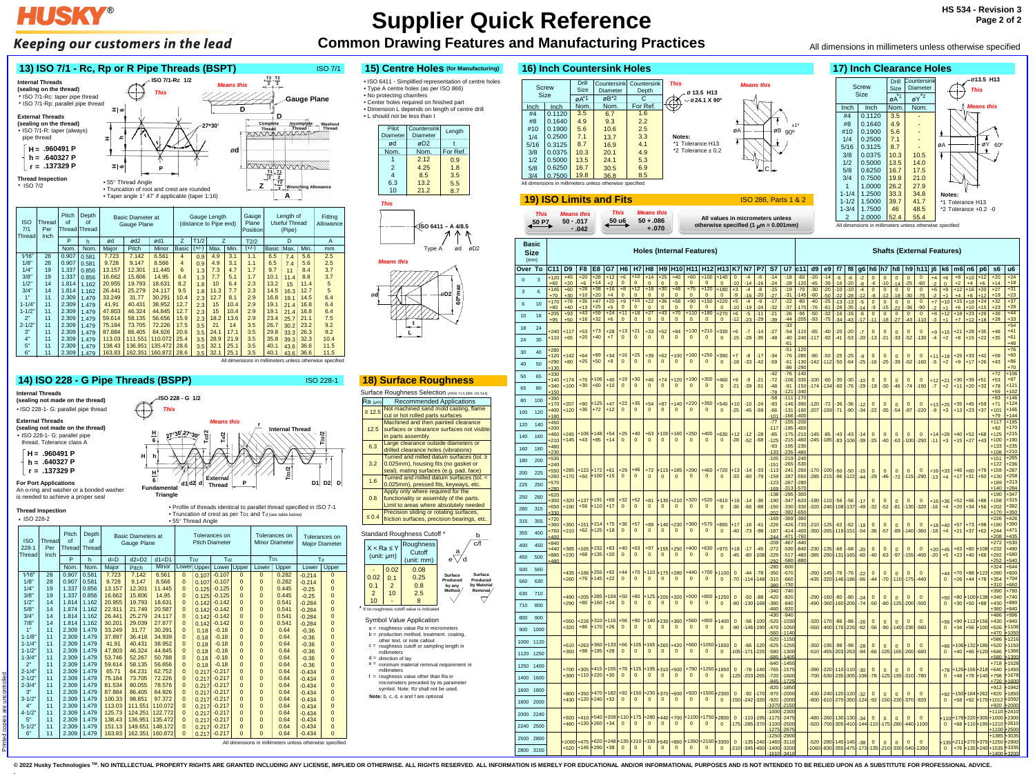# Supplier Quick Reference

## Common Drawing Features and Manufacturing Practices

*Keeping our customers in the lead*

All dimensions in millimeters unless otherwise specified

## 13) ISO 7/1 - Rc, Rp or R Pipe Threads (BSPT) — ISO 7/1

**Internal Threads (sealing on the thread)**
- ISO 7/1-Rc: taper pipe thread
- ISO 7/1-Rp: parallel pipe thread

**External Threads (sealing on the thread)**
- ISO 7/1-R: taper (always) pipe thread

$H = .960491\ P$

$h = .640327\ P$

$r = .137329\ P$

**Thread Inspection**
- ISO 7/2

This: ISO 7/1-Rc 1/2 — Means this

Gauge Plane; Complete Thread; Incomplete Thread; Washout Thread; Wrenching Allowance; 27°30'

- 55° Thread Angle
- Truncation of root and crest are rounded
- Taper angle 1° 47' if applicable (taper 1:16)

| ISO 7/1 Thread | Thread Per Inch | Pitch of Thread | Depth of Thread | Basic Diameter at Gauge Plane | | | Gauge Length (distance to Pipe end) | | | | Gauge Plane Position | Length of Useful Thread (Pipe) | | | Fitting Allowance |
|---|---|---|---|---|---|---|---|---|---|---|---|---|---|---|---|
| | | P | h | ød | ød2 | ød1 | Z | T1/2 | Z | | T2/2 | D | | | A |
| | | Nom. | Nom. | Major | Pitch | Minor | Basic | (+/-) | Max. | Min. | (+/-) | Basic | Max. | Min. | mm |
| 1/16" | 28 | 0.907 | 0.581 | 7.723 | 7.142 | 6.561 | 4 | 0.9 | 4.9 | 3.1 | 1.1 | 6.5 | 7.4 | 5.6 | 2.5 |
| 1/8" | 28 | 0.907 | 0.581 | 9.728 | 9.147 | 8.566 | 4 | 0.9 | 4.9 | 3.1 | 1.1 | 6.5 | 7.4 | 5.6 | 2.5 |
| 1/4" | 19 | 1.337 | 0.856 | 13.157 | 12.301 | 11.445 | 6 | 1.3 | 7.3 | 4.7 | 1.7 | 9.7 | 11 | 8.4 | 3.7 |
| 3/8" | 19 | 1.337 | 0.856 | 16.662 | 15.806 | 14.95 | 6.4 | 1.3 | 7.7 | 5.1 | 1.7 | 10.1 | 11.4 | 8.8 | 3.7 |
| 1/2" | 14 | 1.814 | 1.162 | 20.955 | 19.793 | 18.631 | 8.2 | 1.8 | 10 | 6.4 | 2.3 | 13.2 | 15 | 11.4 | 5 |
| 3/4" | 14 | 1.814 | 1.162 | 26.441 | 25.279 | 24.117 | 9.5 | 1.8 | 11.3 | 7.7 | 2.3 | 14.5 | 16.3 | 12.7 | 5 |
| 1" | 11 | 2.309 | 1.479 | 33.249 | 31.77 | 30.291 | 10.4 | 2.3 | 12.7 | 8.1 | 2.9 | 16.8 | 19.1 | 14.5 | 6.4 |
| 1-1/4" | 11 | 2.309 | 1.479 | 41.91 | 40.431 | 38.952 | 12.7 | 2.3 | 15 | 10.4 | 2.9 | 19.1 | 21.4 | 16.8 | 6.4 |
| 1-1/2" | 11 | 2.309 | 1.479 | 47.803 | 46.324 | 44.845 | 12.7 | 2.3 | 15 | 10.4 | 2.9 | 19.1 | 21.4 | 16.8 | 6.4 |
| 2" | 11 | 2.309 | 1.479 | 59.614 | 58.135 | 56.656 | 15.9 | 2.3 | 18.2 | 13.6 | 2.9 | 23.4 | 25.7 | 21.1 | 7.5 |
| 2-1/2" | 11 | 2.309 | 1.479 | 75.184 | 73.705 | 72.226 | 17.5 | 3.5 | 21 | 14 | 3.5 | 26.7 | 30.2 | 23.2 | 9.2 |
| 3" | 11 | 2.309 | 1.479 | 87.884 | 86.405 | 84.926 | 20.6 | 3.5 | 24.1 | 17.1 | 3.5 | 29.8 | 33.3 | 26.3 | 9.2 |
| 4" | 11 | 2.309 | 1.479 | 113.03 | 111.551 | 110.072 | 25.4 | 3.5 | 28.9 | 21.9 | 3.5 | 35.8 | 39.3 | 32.3 | 10.4 |
| 5" | 11 | 2.309 | 1.479 | 138.43 | 136.951 | 135.472 | 28.6 | 3.5 | 32.1 | 25.1 | 3.5 | 40.1 | 43.6 | 36.6 | 11.5 |
| 6" | 11 | 2.309 | 1.479 | 163.83 | 162.351 | 160.872 | 28.6 | 3.5 | 32.1 | 25.1 | 3.5 | 40.1 | 43.6 | 36.6 | 11.5 |

All dimensions in millimeters unless otherwise specified

## 14) ISO 228 - G Pipe Threads (BSPP) — ISO 228-1

**Internal Threads (sealing not made on the thread)**
- ISO 228-1: G parallel pipe thread

**External Threads (sealing not made on the thread)**
- ISO 228-1: G parallel pipe thread, Tolerance class A

$H = .960491\ P$

$h = .640327\ P$

$r = .137329\ P$

**For Port Applications**
An o-ring and washer or a bonded washer is needed to achieve a proper seal

**Thread Inspection**
- ISO 228-2

This: ISO 228 - G 1/2 — Means this

Internal Thread; External Thread; Fundamental Triangle; 27°30' 27°30'

- Profile of threads identical to parallel thread specified in ISO 7-1
- Truncation of crest as per $T_{D1}$ and $T_d$ (see table below)
- 55° Thread Angle

| ISO 228-1 Thread | Thread Per Inch | Pitch of Thread | Depth of Thread | Basic Diameters at Gauge Plane | | | Tolerances on Pitch Diameter | | | | Tolerances on Minor Diameter | | Tolerances on Major Diameter | |
|---|---|---|---|---|---|---|---|---|---|---|---|---|---|---|
| | | P | h | d=D | d2=D2 | d1=D1 | $T_{D2}$ | | $T_{d2}$ | | $T_{D1}$ | | $T_d$ | |
| | | Nom. | Nom. | Major | Pitch | Minor | Lower | Upper | Lower | Upper | Lower | Upper | Lower | Upper |
| 1/16" | 28 | 0.907 | 0.581 | 7.723 | 7.142 | 6.561 | 0 | 0.107 | -0.107 | 0 | 0 | 0.282 | -0.214 | 0 |
| 1/8" | 28 | 0.907 | 0.581 | 9.728 | 9.147 | 8.566 | 0 | 0.107 | -0.107 | 0 | 0 | 0.282 | -0.214 | 0 |
| 1/4" | 19 | 1.337 | 0.856 | 13.157 | 12.301 | 11.445 | 0 | 0.125 | -0.125 | 0 | 0 | 0.445 | -0.25 | 0 |
| 3/8" | 19 | 1.337 | 0.856 | 16.662 | 15.806 | 14.95 | 0 | 0.125 | -0.125 | 0 | 0 | 0.445 | -0.25 | 0 |
| 1/2" | 14 | 1.814 | 1.162 | 20.955 | 19.793 | 18.631 | 0 | 0.142 | -0.142 | 0 | 0 | 0.541 | -0.284 | 0 |
| 5/8" | 14 | 1.814 | 1.162 | 22.911 | 21.749 | 20.587 | 0 | 0.142 | -0.142 | 0 | 0 | 0.541 | -0.284 | 0 |
| 3/4" | 14 | 1.814 | 1.162 | 26.441 | 25.279 | 24.117 | 0 | 0.142 | -0.142 | 0 | 0 | 0.541 | -0.284 | 0 |
| 7/8" | 14 | 1.814 | 1.162 | 30.201 | 29.039 | 27.877 | 0 | 0.142 | -0.142 | 0 | 0 | 0.541 | -0.284 | 0 |
| 1" | 11 | 2.309 | 1.479 | 33.249 | 31.77 | 30.291 | 0 | 0.18 | -0.18 | 0 | 0 | 0.64 | -0.36 | 0 |
| 1-1/8" | 11 | 2.309 | 1.479 | 37.897 | 36.418 | 34.939 | 0 | 0.18 | -0.18 | 0 | 0 | 0.64 | -0.36 | 0 |
| 1-1/4" | 11 | 2.309 | 1.479 | 41.91 | 40.431 | 38.952 | 0 | 0.18 | -0.18 | 0 | 0 | 0.64 | -0.36 | 0 |
| 1-1/2" | 11 | 2.309 | 1.479 | 47.803 | 46.324 | 44.845 | 0 | 0.18 | -0.18 | 0 | 0 | 0.64 | -0.36 | 0 |
| 1-3/4" | 11 | 2.309 | 1.479 | 53.746 | 52.267 | 50.788 | 0 | 0.18 | -0.18 | 0 | 0 | 0.64 | -0.36 | 0 |
| 2" | 11 | 2.309 | 1.479 | 59.614 | 58.135 | 56.656 | 0 | 0.18 | -0.18 | 0 | 0 | 0.64 | -0.36 | 0 |
| 2-1/4" | 11 | 2.309 | 1.479 | 65.71 | 64.231 | 62.752 | 0 | 0.217 | -0.217 | 0 | 0 | 0.64 | -0.434 | 0 |
| 2-1/2" | 11 | 2.309 | 1.479 | 75.184 | 73.705 | 72.226 | 0 | 0.217 | -0.217 | 0 | 0 | 0.64 | -0.434 | 0 |
| 2-3/4" | 11 | 2.309 | 1.479 | 81.534 | 80.055 | 78.576 | 0 | 0.217 | -0.217 | 0 | 0 | 0.64 | -0.434 | 0 |
| 3" | 11 | 2.309 | 1.479 | 87.884 | 86.405 | 84.926 | 0 | 0.217 | -0.217 | 0 | 0 | 0.64 | -0.434 | 0 |
| 3-1/2" | 11 | 2.309 | 1.479 | 100.33 | 98.851 | 97.372 | 0 | 0.217 | -0.217 | 0 | 0 | 0.64 | -0.434 | 0 |
| 4" | 11 | 2.309 | 1.479 | 113.03 | 111.551 | 110.072 | 0 | 0.217 | -0.217 | 0 | 0 | 0.64 | -0.434 | 0 |
| 4-1/2" | 11 | 2.309 | 1.479 | 125.73 | 124.251 | 122.772 | 0 | 0.217 | -0.217 | 0 | 0 | 0.64 | -0.434 | 0 |
| 5" | 11 | 2.309 | 1.479 | 138.43 | 136.951 | 135.472 | 0 | 0.217 | -0.217 | 0 | 0 | 0.64 | -0.434 | 0 |
| 5-1/2" | 11 | 2.309 | 1.479 | 151.13 | 149.651 | 148.172 | 0 | 0.217 | -0.217 | 0 | 0 | 0.64 | -0.434 | 0 |
| 6" | 11 | 2.309 | 1.479 | 163.83 | 162.351 | 160.872 | 0 | 0.217 | -0.217 | 0 | 0 | 0.64 | -0.434 | 0 |

All dimensions in millimeters unless otherwise specified

## 15) Centre Holes (for Manufacturing)

- ISO 6411 - Simplified representation of centre holes
- Type A centre holes (as per ISO 866)
- No protecting chamfers
- Center holes required on finished part
- Dimension L depends on length of centre drill
- L should not be less than t

| Pilot Diameter | Countersink Diameter | Length |
|---|---|---|
| ød | øD2 | t |
| Nom. | Nom. | For Ref. |
| 1 | 2.12 | 0.9 |
| 2 | 4.25 | 1.8 |
| 4 | 8.5 | 3.5 |
| 6.3 | 13.2 | 5.5 |
| 10 | 21.2 | 8.7 |

This: ISO 6411 – A 4/8.5 — Means this

Type A; 60° max

## 16) Inch Countersink Holes

| Screw Size | | Drill Size | Countersink Diameter | Countersink Depth |
|---|---|---|---|---|
| | | øA*1 | øB*2 | C |
| Inch | Inch | Nom. | Nom. | For Ref. |
| #4 | 0.1120 | 3.5 | 6.7 | 1.6 |
| #8 | 0.1640 | 4.9 | 9.3 | 2.2 |
| #10 | 0.1900 | 5.6 | 10.6 | 2.5 |
| 1/4 | 0.2500 | 7.1 | 13.7 | 3.3 |
| 5/16 | 0.3125 | 8.7 | 16.9 | 4.1 |
| 3/8 | 0.0375 | 10.3 | 20.1 | 4.9 |
| 1/2 | 0.5000 | 13.5 | 24.1 | 5.3 |
| 5/8 | 0.6250 | 16.7 | 30.5 | 6.9 |
| 3/4 | 0.7500 | 19.8 | 36.8 | 8.5 |

This: ø 13.5 H13, ⌵ ø24.1 X 90° — Means this

Notes:
*1 Tolerance H13
*2 Tolerance ± 0.2

All dimensions in millimeters unless otherwise specified

## 17) Inch Clearance Holes

| Screw Size | | Drill Size | Countersink Diameter |
|---|---|---|---|
| | | øA*1 | øY*2 |
| Inch | Inch | Nom. | Nom. |
| #4 | 0.1120 | 3.5 | - |
| #8 | 0.1640 | 4.9 | - |
| #10 | 0.1900 | 5.6 | - |
| 1/4 | 0.2500 | 7.1 | - |
| 5/16 | 0.3125 | 8.7 | - |
| 3/8 | 0.0375 | 10.3 | 10.5 |
| 1/2 | 0.5000 | 13.5 | 14.0 |
| 5/8 | 0.6250 | 16.7 | 17.5 |
| 3/4 | 0.7500 | 19.8 | 21.0 |
| 1 | 1.0000 | 26.2 | 27.9 |
| 1-1/4 | 1.2500 | 33.3 | 34.8 |
| 1-1/2 | 1.5000 | 39.7 | 41.7 |
| 1-3/4 | 1.7500 | 46 | 48.5 |
| 2 | 2.0000 | 52.4 | 55.4 |

This: ø13.5 H13 — Means this

Notes:
*1 Tolerance H13
*2 Tolerance +0.2 -0

All dimensions in millimeters unless otherwise specified

## 18) Surface Roughness

Surface Roughness Selection (ANSI Y14.36M, HS 514)

| Ra (µm) | Recommended Applications |
|---|---|
| ≥ 12.5 | Not machined sand mold casting, flame cut or hot rolled parts surfaces |
| 12.5 | Machined and then painted clearance surfaces or clearance surfaces not visible in parts assembly |
| 6.3 | Large clearance outside diameters or drilled clearance holes (shoulders) |
| 3.2 | Turned and milled datum surfaces (tol. ≥ 0.025mm), housing fits (no gasket or seal), mating surfaces (e.g. pad, face) |
| 1.6 | Turned and milled datum surfaces (tol. < 0.025mm), pressed fits, keyways, etc. |
| 0.8 | Apply only where required for the functionality or assembly of the parts. Limit to areas where absolutely needed |
| ≤ 0.4 | Precision sliding or rotating surfaces, friction surfaces, precision bearings, etc. |

Standard Roughness Cutoff *

| X < Ra ≤ Y (µm) | | Roughness Cutoff (mm) |
|---|---|---|
| - | 0.02 | 0.08 |
| 0.02 | 0.1 | 0.25 |
| 0.1 | 2 | 0.8 |
| 2 | 10 | 2.5 |
| 10 | - | 8 |

\* If no roughness cutoff value is indicated

Surface Produced by any Method; Surface Produced by Material Removal

Symbol Value Application
- a = roughness value Ra in micrometers
- b = production method, treatment, coating, other text, or note callout
- c = roughness cutoff or sampling length in millimeters
- d = direction of lay
- e = minimum material removal requirement in millimeters
- f = roughness value other than Ra in micrometers preceded by its parameter symbol. Note: Rz shall not be used.

**Note:** b, c, d, e and f are optional

## 19) ISO Limits and Fits — ISO 286, Parts 1 & 2

This: 50 P7 — Means this: 50 - .017 / - .042

This: 50 u6 — Means this: 50 + .086 / + .070

All values in micrometers unless otherwise specified (1 µm = 0.001mm)

| Basic Size (mm) | | Holes (Internal Features) | | | | | | | | | | | | | | | | | | Shafts (External Features) | | | | | | | | | | | | | | | | | |
|---|---|---|---|---|---|---|---|---|---|---|---|---|---|---|---|---|---|---|---|---|---|---|---|---|---|---|---|---|---|---|---|---|---|---|---|---|---|
| Over | To | C11 | D9 | F8 | E8 | G7 | H6 | H7 | H8 | H9 | H10 | H11 | H12 | H13 | K7 | N7 | P7 | S7 | U7 | c11 | d9 | e9 | f7 | f8 | g6 | h6 | h7 | h8 | h9 | h11 | j6 | k6 | m6 | n6 | p6 | s6 | u6 |
| 0 | 3 | +120 / +60 | +45 / +20 | +20 / +6 | +28 / +14 | +12 / +2 | +6 / 0 | +10 / 0 | +14 / 0 | +25 / 0 | +40 / 0 | +60 / 0 | +100 / 0 | +140 / 0 | 0 / -10 | -4 / -14 | -6 / -16 | -14 / -24 | -18 / -28 | -60 / -120 | -20 / -45 | -14 / -39 | -6 / -16 | -6 / -20 | -2 / -8 | 0 / -6 | 0 / -10 | 0 / -14 | 0 / -25 | 0 / -60 | +4 / -2 | +6 / 0 | +8 / +2 | +10 / +4 | +12 / +6 | +20 / +14 | +24 / +18 |
| 3 | 6 | +145 / +70 | +60 / +30 | +28 / +10 | +38 / +20 | +16 / +4 | +8 / 0 | +12 / 0 | +18 / 0 | +30 / 0 | +48 / 0 | +75 / 0 | +120 / 0 | +180 / 0 | +3 / -9 | -4 / -16 | -8 / -20 | -15 / -27 | -19 / -31 | -70 / -145 | -30 / -60 | -20 / -50 | -10 / -22 | -10 / -28 | -4 / -12 | 0 / -8 | 0 / -12 | 0 / -18 | 0 / -30 | 0 / -75 | +6 / -2 | +9 / +1 | +12 / +4 | +16 / +8 | +20 / +12 | +27 / +19 | +31 / +23 |
| 6 | 10 | +170 / +80 | +76 / +40 | +35 / +13 | +47 / +25 | +20 / +5 | +9 / 0 | +15 / 0 | +22 / 0 | +36 / 0 | +58 / 0 | +90 / 0 | +150 / 0 | +220 / 0 | +5 / -10 | -4 / -19 | -9 / -24 | -17 / -32 | -22 / -37 | -80 / -170 | -40 / -76 | -25 / -61 | -13 / -28 | -13 / -35 | -5 / -14 | 0 / -9 | 0 / -15 | 0 / -22 | 0 / -36 | 0 / -90 | +7 / -2 | +10 / +1 | +15 / +6 | +19 / +10 | +24 / +15 | +32 / +23 | +37 / +28 |
| 10 | 18 | +205 / +95 | +93 / +50 | +43 / +16 | +59 / +32 | +24 / +6 | +11 / 0 | +18 / 0 | +27 / 0 | +43 / 0 | +70 / 0 | +110 / 0 | +180 / 0 | +270 / 0 | +6 / -12 | -5 / -23 | -11 / -29 | -21 / -39 | -26 / -44 | -95 / -205 | -50 / -93 | -32 / -75 | -16 / -34 | -16 / -43 | -6 / -17 | 0 / -11 | 0 / -18 | 0 / -27 | 0 / -43 | 0 / -110 | +8 / -3 | +12 / +1 | +18 / +7 | +23 / +12 | +29 / +18 | +39 / +28 | +44 / +33 |
| 18 | 24 | +240 / +110 | +117 / +65 | +53 / +20 | +73 / +40 | +28 / +7 | +13 / 0 | +21 / 0 | +33 / 0 | +52 / 0 | +84 / 0 | +130 / 0 | +210 / 0 | +330 / 0 | +6 / -15 | -7 / -28 | -14 / -35 | -27 / -48 | -33 / -54 | -110 / -240 | -65 / -117 | -40 / -92 | -20 / -41 | -20 / -53 | -7 / -20 | 0 / -13 | 0 / -21 | 0 / -33 | 0 / -52 | 0 / -130 | +9 / -4 | +15 / +2 | +21 / +8 | +28 / +15 | +35 / +22 | +48 / +35 | +54 / +41 |
| 24 | 30 | +240 / +110 | +117 / +65 | +53 / +20 | +73 / +40 | +28 / +7 | +13 / 0 | +21 / 0 | +33 / 0 | +52 / 0 | +84 / 0 | +130 / 0 | +210 / 0 | +330 / 0 | +6 / -15 | -7 / -28 | -14 / -35 | -27 / -48 | -40 / -61 | -110 / -240 | -65 / -117 | -40 / -92 | -20 / -41 | -20 / -53 | -7 / -20 | 0 / -13 | 0 / -21 | 0 / -33 | 0 / -52 | 0 / -130 | +9 / -4 | +15 / +2 | +21 / +8 | +28 / +15 | +35 / +22 | +48 / +35 | +61 / +48 |
| 30 | 40 | +280 / +120 | +142 / +80 | +64 / +25 | +89 / +50 | +34 / +9 | +16 / 0 | +25 / 0 | +39 / 0 | +62 / 0 | +100 / 0 | +160 / 0 | +250 / 0 | +390 / 0 | +7 / -18 | -8 / -33 | -17 / -42 | -34 / -59 | -51 / -76 | -120 / -280 | -80 / -142 | -50 / -112 | -25 / -50 | -25 / -64 | -9 / -25 | 0 / -16 | 0 / -25 | 0 / -39 | 0 / -62 | 0 / -160 | +11 / -5 | +18 / +2 | +25 / +9 | +33 / +17 | +42 / +26 | +59 / +43 | +76 / +60 |
| 40 | 50 | +290 / +130 | +142 / +80 | +64 / +25 | +89 / +50 | +34 / +9 | +16 / 0 | +25 / 0 | +39 / 0 | +62 / 0 | +100 / 0 | +160 / 0 | +250 / 0 | +390 / 0 | +7 / -18 | -8 / -33 | -17 / -42 | -34 / -59 | -61 / -86 | -130 / -290 | -80 / -142 | -50 / -112 | -25 / -50 | -25 / -64 | -9 / -25 | 0 / -16 | 0 / -25 | 0 / -39 | 0 / -62 | 0 / -160 | +11 / -5 | +18 / +2 | +25 / +9 | +33 / +17 | +42 / +26 | +59 / +43 | +86 / +70 |
| 50 | 65 | +330 / +140 | +174 / +100 | +76 / +30 | +106 / +60 | +40 / +10 | +19 / 0 | +30 / 0 | +46 / 0 | +74 / 0 | +120 / 0 | +190 / 0 | +300 / 0 | +460 / 0 | +9 / -21 | -9 / -39 | -21 / -51 | -42 / -72 | -76 / -106 | -140 / -330 | -100 / -174 | -60 / -134 | -30 / -60 | -30 / -76 | -10 / -29 | 0 / -19 | 0 / -30 | 0 / -46 | 0 / -74 | 0 / -190 | +12 / -7 | +21 / +2 | +30 / +11 | +39 / +20 | +51 / +32 | +72 / +53 | +106 / +87 |
| 65 | 80 | +340 / +150 | +174 / +100 | +76 / +30 | +106 / +60 | +40 / +10 | +19 / 0 | +30 / 0 | +46 / 0 | +74 / 0 | +120 / 0 | +190 / 0 | +300 / 0 | +460 / 0 | +9 / -21 | -9 / -39 | -21 / -51 | -48 / -78 | -91 / -121 | -150 / -340 | -100 / -174 | -60 / -134 | -30 / -60 | -30 / -76 | -10 / -29 | 0 / -19 | 0 / -30 | 0 / -46 | 0 / -74 | 0 / -190 | +12 / -7 | +21 / +2 | +30 / +11 | +39 / +20 | +51 / +32 | +78 / +59 | +121 / +102 |
| 80 | 100 | +390 / +170 | +207 / +120 | +90 / +36 | +126 / +72 | +47 / +12 | +22 / 0 | +35 / 0 | +54 / 0 | +87 / 0 | +140 / 0 | +220 / 0 | +350 / 0 | +540 / 0 | +10 / -25 | -10 / -45 | -24 / -59 | -58 / -93 | -111 / -146 | -170 / -390 | -120 / -207 | -72 / -159 | -36 / -71 | -36 / -90 | -12 / -34 | 0 / -22 | 0 / -35 | 0 / -54 | 0 / -87 | 0 / -220 | +13 / -9 | +25 / +3 | +35 / +13 | +45 / +23 | +59 / +37 | +93 / +71 | +146 / +124 |
| 100 | 120 | +400 / +180 | +207 / +120 | +90 / +36 | +126 / +72 | +47 / +12 | +22 / 0 | +35 / 0 | +54 / 0 | +87 / 0 | +140 / 0 | +220 / 0 | +350 / 0 | +540 / 0 | +10 / -25 | -10 / -45 | -24 / -59 | -66 / -101 | -131 / -166 | -180 / -400 | -120 / -207 | -72 / -159 | -36 / -71 | -36 / -90 | -12 / -34 | 0 / -22 | 0 / -35 | 0 / -54 | 0 / -87 | 0 / -220 | +13 / -9 | +25 / +3 | +35 / +13 | +45 / +23 | +59 / +37 | +101 / +79 | +166 / +144 |
| 120 | 140 | +450 / +200 | +245 / +145 | +106 / +43 | +148 / +85 | +54 / +14 | +25 / 0 | +40 / 0 | +63 / 0 | +100 / 0 | +160 / 0 | +250 / 0 | +400 / 0 | +630 / 0 | +12 / -28 | -12 / -52 | -28 / -68 | -77 / -117 | -155 / -195 | -200 / -450 | -145 / -245 | -85 / -185 | -43 / -83 | -43 / -106 | -14 / -39 | 0 / -25 | 0 / -40 | 0 / -63 | 0 / -100 | 0 / -250 | +14 / -11 | +28 / +3 | +40 / +15 | +52 / +27 | +68 / +43 | +117 / +92 | +195 / +170 |
| 140 | 160 | +460 / +210 | +245 / +145 | +106 / +43 | +148 / +85 | +54 / +14 | +25 / 0 | +40 / 0 | +63 / 0 | +100 / 0 | +160 / 0 | +250 / 0 | +400 / 0 | +630 / 0 | +12 / -28 | -12 / -52 | -28 / -68 | -85 / -125 | -175 / -215 | -210 / -460 | -145 / -245 | -85 / -185 | -43 / -83 | -43 / -106 | -14 / -39 | 0 / -25 | 0 / -40 | 0 / -63 | 0 / -100 | 0 / -250 | +14 / -11 | +28 / +3 | +40 / +15 | +52 / +27 | +68 / +43 | +125 / +100 | +215 / +190 |
| 160 | 180 | +480 / +230 | +245 / +145 | +106 / +43 | +148 / +85 | +54 / +14 | +25 / 0 | +40 / 0 | +63 / 0 | +100 / 0 | +160 / 0 | +250 / 0 | +400 / 0 | +630 / 0 | +12 / -28 | -12 / -52 | -28 / -68 | -93 / -133 | -195 / -235 | -230 / -480 | -145 / -245 | -85 / -185 | -43 / -83 | -43 / -106 | -14 / -39 | 0 / -25 | 0 / -40 | 0 / -63 | 0 / -100 | 0 / -250 | +14 / -11 | +28 / +3 | +40 / +15 | +52 / +27 | +68 / +43 | +133 / +108 | +235 / +210 |
| 180 | 200 | +530 / +240 | +285 / +170 | +122 / +50 | +172 / +100 | +61 / +15 | +29 / 0 | +46 / 0 | +72 / 0 | +115 / 0 | +185 / 0 | +290 / 0 | +460 / 0 | +720 / 0 | +13 / -33 | -14 / -60 | -33 / -79 | -105 / -151 | -219 / -265 | -240 / -530 | -170 / -285 | -100 / -215 | -50 / -96 | -50 / -122 | -15 / -44 | 0 / -29 | 0 / -46 | 0 / -72 | 0 / -115 | 0 / -290 | +16 / -13 | +33 / +4 | +46 / +17 | +60 / +31 | +79 / +50 | +151 / +122 | +265 / +236 |
| 200 | 225 | +550 / +260 | +285 / +170 | +122 / +50 | +172 / +100 | +61 / +15 | +29 / 0 | +46 / 0 | +72 / 0 | +115 / 0 | +185 / 0 | +290 / 0 | +460 / 0 | +720 / 0 | +13 / -33 | -14 / -60 | -33 / -79 | -113 / -159 | -241 / -287 | -260 / -550 | -170 / -285 | -100 / -215 | -50 / -96 | -50 / -122 | -15 / -44 | 0 / -29 | 0 / -46 | 0 / -72 | 0 / -115 | 0 / -290 | +16 / -13 | +33 / +4 | +46 / +17 | +60 / +31 | +79 / +50 | +159 / +130 | +287 / +258 |
| 225 | 250 | +570 / +280 | +285 / +170 | +122 / +50 | +172 / +100 | +61 / +15 | +29 / 0 | +46 / 0 | +72 / 0 | +115 / 0 | +185 / 0 | +290 / 0 | +460 / 0 | +720 / 0 | +13 / -33 | -14 / -60 | -33 / -79 | -123 / -169 | -267 / -313 | -280 / -570 | -170 / -285 | -100 / -215 | -50 / -96 | -50 / -122 | -15 / -44 | 0 / -29 | 0 / -46 | 0 / -72 | 0 / -115 | 0 / -290 | +16 / -13 | +33 / +4 | +46 / +17 | +60 / +31 | +79 / +50 | +169 / +140 | +313 / +284 |
| 250 | 280 | +620 / +300 | +320 / +190 | +137 / +56 | +191 / +110 | +69 / +17 | +32 / 0 | +52 / 0 | +81 / 0 | +130 / 0 | +210 / 0 | +320 / 0 | +520 / 0 | +810 / 0 | +16 / -36 | -14 / -66 | -36 / -88 | -138 / -190 | -295 / -347 | -300 / -620 | -190 / -320 | -110 / -240 | -56 / -108 | -56 / -137 | -17 / -49 | 0 / -32 | 0 / -52 | 0 / -81 | 0 / -130 | 0 / -320 | +16 / -16 | +36 / +4 | +52 / +20 | +66 / +34 | +88 / +56 | +190 / +158 | +347 / +315 |
| 280 | 315 | +650 / +330 | +320 / +190 | +137 / +56 | +191 / +110 | +69 / +17 | +32 / 0 | +52 / 0 | +81 / 0 | +130 / 0 | +210 / 0 | +320 / 0 | +520 / 0 | +810 / 0 | +16 / -36 | -14 / -66 | -36 / -88 | -150 / -202 | -330 / -382 | -330 / -650 | -190 / -320 | -110 / -240 | -56 / -108 | -56 / -137 | -17 / -49 | 0 / -32 | 0 / -52 | 0 / -81 | 0 / -130 | 0 / -320 | +16 / -16 | +36 / +4 | +52 / +20 | +66 / +34 | +88 / +56 | +202 / +170 | +382 / +350 |
| 315 | 355 | +720 / +360 | +350 / +210 | +151 / +62 | +214 / +125 | +75 / +18 | +36 / 0 | +57 / 0 | +89 / 0 | +140 / 0 | +230 / 0 | +360 / 0 | +570 / 0 | +890 / 0 | +17 / -40 | -16 / -73 | -41 / -98 | -169 / -226 | -369 / -426 | -360 / -720 | -210 / -350 | -125 / -265 | -62 / -119 | -62 / -151 | -18 / -54 | 0 / -36 | 0 / -57 | 0 / -89 | 0 / -140 | 0 / -360 | +18 / -18 | +40 / +4 | +57 / +21 | +73 / +37 | +98 / +62 | +226 / +190 | +426 / +390 |
| 355 | 400 | +760 / +400 | +350 / +210 | +151 / +62 | +214 / +125 | +75 / +18 | +36 / 0 | +57 / 0 | +89 / 0 | +140 / 0 | +230 / 0 | +360 / 0 | +570 / 0 | +890 / 0 | +17 / -40 | -16 / -73 | -41 / -98 | -187 / -244 | -414 / -471 | -400 / -760 | -210 / -350 | -125 / -265 | -62 / -119 | -62 / -151 | -18 / -54 | 0 / -36 | 0 / -57 | 0 / -89 | 0 / -140 | 0 / -360 | +18 / -18 | +40 / +4 | +57 / +21 | +73 / +37 | +98 / +62 | +244 / +208 | +471 / +435 |
| 400 | 450 | +840 / +440 | +385 / +230 | +165 / +68 | +232 / +135 | +83 / +20 | +40 / 0 | +63 / 0 | +97 / 0 | +155 / 0 | +250 / 0 | +400 / 0 | +630 / 0 | +970 / 0 | +18 / -45 | -17 / -80 | -45 / -108 | -209 / -272 | -467 / -530 | -440 / -840 | -230 / -385 | -135 / -290 | -68 / -131 | -68 / -165 | -20 / -60 | 0 / -40 | 0 / -63 | 0 / -97 | 0 / -155 | 0 / -400 | +20 / -20 | +45 / +5 | +63 / +23 | +80 / +40 | +108 / +68 | +272 / +232 | +530 / +490 |
| 450 | 500 | +880 / +480 | +385 / +230 | +165 / +68 | +232 / +135 | +83 / +20 | +40 / 0 | +63 / 0 | +97 / 0 | +155 / 0 | +250 / 0 | +400 / 0 | +630 / 0 | +970 / 0 | +18 / -45 | -17 / -80 | -45 / -108 | -229 / -292 | -517 / -580 | -480 / -880 | -230 / -385 | -135 / -290 | -68 / -131 | -68 / -165 | -20 / -60 | 0 / -40 | 0 / -63 | 0 / -97 | 0 / -155 | 0 / -400 | +20 / -20 | +45 / +5 | +63 / +23 | +80 / +40 | +108 / +68 | +292 / +252 | +580 / +540 |
| 500 | 560 | | +435 / +260 | +186 / +76 | +255 / +145 | +92 / +22 | +44 / 0 | +70 / 0 | +110 / 0 | +175 / 0 | +280 / 0 | +440 / 0 | +700 / 0 | +1100 / 0 | 0 / -70 | -44 / -114 | -78 / -148 | -280 / -350 | -600 / -670 | | -260 / -435 | -145 / -320 | -76 / -146 | -76 / -186 | -22 / -66 | 0 / -44 | 0 / -70 | 0 / -110 | 0 / -175 | 0 / -440 | | +44 / 0 | +70 / +26 | +88 / +44 | +122 / +78 | +324 / +280 | +644 / +600 |
| 560 | 630 | | +435 / +260 | +186 / +76 | +255 / +145 | +92 / +22 | +44 / 0 | +70 / 0 | +110 / 0 | +175 / 0 | +280 / 0 | +440 / 0 | +700 / 0 | +1100 / 0 | 0 / -70 | -44 / -114 | -78 / -148 | -310 / -380 | -660 / -730 | | -260 / -435 | -145 / -320 | -76 / -146 | -76 / -186 | -22 / -66 | 0 / -44 | 0 / -70 | 0 / -110 | 0 / -175 | 0 / -440 | | +44 / 0 | +70 / +26 | +88 / +44 | +122 / +78 | +354 / +310 | +704 / +660 |
| 630 | 710 | | +490 / +290 | +205 / +80 | +285 / +160 | +104 / +24 | +50 / 0 | +80 / 0 | +125 / 0 | +200 / 0 | +320 / 0 | +500 / 0 | +800 / 0 | +1250 / 0 | 0 / -80 | -50 / -130 | -88 / -168 | -340 / -420 | -740 / -820 | | -290 / -490 | -160 / -360 | -80 / -160 | -80 / -205 | -24 / -74 | 0 / -50 | 0 / -80 | 0 / -125 | 0 / -200 | 0 / -500 | | +50 / 0 | +80 / +30 | +100 / +50 | +138 / +88 | +390 / +340 | +790 / +740 |
| 710 | 800 | | +490 / +290 | +205 / +80 | +285 / +160 | +104 / +24 | +50 / 0 | +80 / 0 | +125 / 0 | +200 / 0 | +320 / 0 | +500 / 0 | +800 / 0 | +1250 / 0 | 0 / -80 | -50 / -130 | -88 / -168 | -380 / -460 | -840 / -920 | | -290 / -490 | -160 / -360 | -80 / -160 | -80 / -205 | -24 / -74 | 0 / -50 | 0 / -80 | 0 / -125 | 0 / -200 | 0 / -500 | | +50 / 0 | +80 / +30 | +100 / +50 | +138 / +88 | +430 / +380 | +890 / +840 |
| 800 | 900 | | +550 / +320 | +226 / +86 | +310 / +170 | +116 / +26 | +56 / 0 | +90 / 0 | +140 / 0 | +230 / 0 | +360 / 0 | +560 / 0 | +900 / 0 | +1400 / 0 | 0 / -90 | -56 / -146 | -100 / -190 | -430 / -520 | -940 / -1030 | | -320 / -550 | -170 / -400 | -86 / -176 | -86 / -226 | -26 / -82 | 0 / -56 | 0 / -90 | 0 / -140 | 0 / -230 | 0 / -560 | | +56 / 0 | +90 / +34 | +112 / +56 | +156 / +100 | +486 / +430 | +996 / +940 |
| 900 | 1000 | | +550 / +320 | +226 / +86 | +310 / +170 | +116 / +26 | +56 / 0 | +90 / 0 | +140 / 0 | +230 / 0 | +360 / 0 | +560 / 0 | +900 / 0 | +1400 / 0 | 0 / -90 | -56 / -146 | -100 / -190 | -470 / -560 | -1050 / -1140 | | -320 / -550 | -170 / -400 | -86 / -176 | -86 / -226 | -26 / -82 | 0 / -56 | 0 / -90 | 0 / -140 | 0 / -230 | 0 / -560 | | +56 / 0 | +90 / +34 | +112 / +56 | +156 / +100 | +526 / +470 | +1106 / +1050 |
| 1000 | 1120 | | +610 / +350 | +263 / +98 | +360 / +195 | +133 / +28 | +66 / 0 | +105 / 0 | +165 / 0 | +260 / 0 | +420 / 0 | +660 / 0 | +1050 / 0 | +1650 / 0 | 0 / -105 | -66 / -171 | -120 / -225 | -520 / -625 | -1150 / -1255 | | -350 / -610 | -195 / -455 | -98 / -203 | -98 / -263 | -28 / -94 | 0 / -66 | 0 / -105 | 0 / -165 | 0 / -260 | 0 / -660 | | +66 / 0 | +106 / +40 | +132 / +66 | +186 / +120 | +586 / +520 | +1216 / +1150 |
| 1120 | 1250 | | +610 / +350 | +263 / +98 | +360 / +195 | +133 / +28 | +66 / 0 | +105 / 0 | +165 / 0 | +260 / 0 | +420 / 0 | +660 / 0 | +1050 / 0 | +1650 / 0 | 0 / -105 | -66 / -171 | -120 / -225 | -580 / -685 | -1300 / -1405 | | -350 / -610 | -195 / -455 | -98 / -203 | -98 / -263 | -28 / -94 | 0 / -66 | 0 / -105 | 0 / -165 | 0 / -260 | 0 / -660 | | +66 / 0 | +106 / +40 | +132 / +66 | +186 / +120 | +646 / +580 | +1366 / +1300 |
| 1250 | 1400 | | +700 / +390 | +305 / +110 | +415 / +220 | +155 / +30 | +78 / 0 | +125 / 0 | +195 / 0 | +310 / 0 | +500 / 0 | +780 / 0 | +1250 / 0 | +1950 / 0 | 0 / -125 | -78 / -203 | -140 / -265 | -640 / -765 | -1450 / -1575 | | -390 / -700 | -220 / -530 | -110 / -235 | -110 / -305 | -30 / -108 | 0 / -78 | 0 / -125 | 0 / -195 | 0 / -310 | 0 / -780 | | +78 / 0 | +126 / +48 | +156 / +78 | +218 / +140 | +718 / +640 | +1528 / +1450 |
| 1400 | 1600 | | +700 / +390 | +305 / +110 | +415 / +220 | +155 / +30 | +78 / 0 | +125 / 0 | +195 / 0 | +310 / 0 | +500 / 0 | +780 / 0 | +1250 / 0 | +1950 / 0 | 0 / -125 | -78 / -203 | -140 / -265 | -720 / -845 | -1600 / -1725 | | -390 / -700 | -220 / -530 | -110 / -235 | -110 / -305 | -30 / -108 | 0 / -78 | 0 / -125 | 0 / -195 | 0 / -310 | 0 / -780 | | +78 / 0 | +126 / +48 | +156 / +78 | +218 / +140 | +798 / +720 | +1678 / +1600 |
| 1600 | 1800 | | +800 / +430 | +350 / +120 | +470 / +240 | +182 / +32 | +92 / 0 | +150 / 0 | +230 / 0 | +370 / 0 | +600 / 0 | +920 / 0 | +1500 / 0 | +2300 / 0 | 0 / -150 | -92 / -242 | -170 / -320 | -820 / -970 | -1850 / -2000 | | -430 / -800 | -240 / -610 | -120 / -270 | -120 / -350 | -32 / -124 | 0 / -92 | 0 / -150 | 0 / -230 | 0 / -370 | 0 / -920 | | +92 / 0 | +150 / +58 | +184 / +92 | +262 / +170 | +912 / +820 | +1942 / +1850 |
| 1800 | 2000 | | +800 / +430 | +350 / +120 | +470 / +240 | +182 / +32 | +92 / 0 | +150 / 0 | +230 / 0 | +370 / 0 | +600 / 0 | +920 / 0 | +1500 / 0 | +2300 / 0 | 0 / -150 | -92 / -242 | -170 / -320 | -920 / -1070 | -2000 / -2150 | | -430 / -800 | -240 / -610 | -120 / -270 | -120 / -350 | -32 / -124 | 0 / -92 | 0 / -150 | 0 / -230 | 0 / -370 | 0 / -920 | | +92 / 0 | +150 / +58 | +184 / +92 | +262 / +170 | +1012 / +920 | +2092 / +2000 |
| 2000 | 2240 | | +920 / +480 | +410 / +130 | +540 / +260 | +209 / +34 | +110 / 0 | +175 / 0 | +280 / 0 | +440 / 0 | +700 / 0 | +1100 / 0 | +1750 / 0 | +2800 / 0 | 0 / -175 | -110 / -285 | -195 / -370 | -1000 / -1175 | -2300 / -2475 | | -480 / -920 | -260 / -700 | -130 / -305 | -130 / -410 | -34 / -144 | 0 / -110 | 0 / -175 | 0 / -280 | 0 / -440 | 0 / -1100 | | +110 / 0 | +178 / +68 | +220 / +110 | +305 / +195 | +1110 / +1000 | +2410 / +2300 |
| 2240 | 2500 | | +920 / +480 | +410 / +130 | +540 / +260 | +209 / +34 | +110 / 0 | +175 / 0 | +280 / 0 | +440 / 0 | +700 / 0 | +1100 / 0 | +1750 / 0 | +2800 / 0 | 0 / -175 | -110 / -285 | -195 / -370 | -1100 / -1275 | -2500 / -2675 | | -480 / -920 | -260 / -700 | -130 / -305 | -130 / -410 | -34 / -144 | 0 / -110 | 0 / -175 | 0 / -280 | 0 / -440 | 0 / -1100 | | +110 / 0 | +178 / +68 | +220 / +110 | +305 / +195 | +1210 / +1100 | +2610 / +2500 |
| 2500 | 2800 | | +1045 / +520 | +475 / +145 | +620 / +290 | +248 / +38 | +135 / 0 | +210 / 0 | +330 / 0 | +540 / 0 | +860 / 0 | +1350 / 0 | +2100 / 0 | +3300 / 0 | 0 / -210 | -135 / -345 | -240 / -450 | -1250 / -1460 | -2900 / -3110 | | -520 / -1060 | -290 / -830 | -145 / -355 | -145 / -475 | -38 / -173 | 0 / -135 | 0 / -210 | 0 / -330 | 0 / -540 | 0 / -1350 | | +135 / 0 | +211 / +76 | +270 / +135 | +375 / +240 | +1385 / +1250 | +3035 / +2900 |
| 2800 | 3150 | | +1045 / +520 | +475 / +145 | +620 / +290 | +248 / +38 | +135 / 0 | +210 / 0 | +330 / 0 | +540 / 0 | +860 / 0 | +1350 / 0 | +2100 / 0 | +3300 / 0 | 0 / -210 | -135 / -345 | -240 / -450 | -1400 / -1610 | -3200 / -3410 | | -520 / -1060 | -290 / -830 | -145 / -355 | -145 / -475 | -38 / -173 | 0 / -135 | 0 / -210 | 0 / -330 | 0 / -540 | 0 / -1350 | | +135 / 0 | +211 / +76 | +270 / +135 | +375 / +240 | +1535 / +1400 | +3335 / +3200 |

Printed copies are uncontrolled

© 2022 Husky Technologies ™. NO INTELLECTUAL PROPERTY RIGHTS ARE GRANTED INCLUDING ANY LICENSE, IMPLIED OR OTHERWISE. ALL RIGHTS RESERVED. ALL INFORMATION IS MERELY FOR EDUCATIONAL AND/OR INFORMATIONAL PURPOSES AND IS NOT INTENDED TO BE RELIED UPON AS A SUBSTITUTE FOR PROFESSIONAL ADVICE.